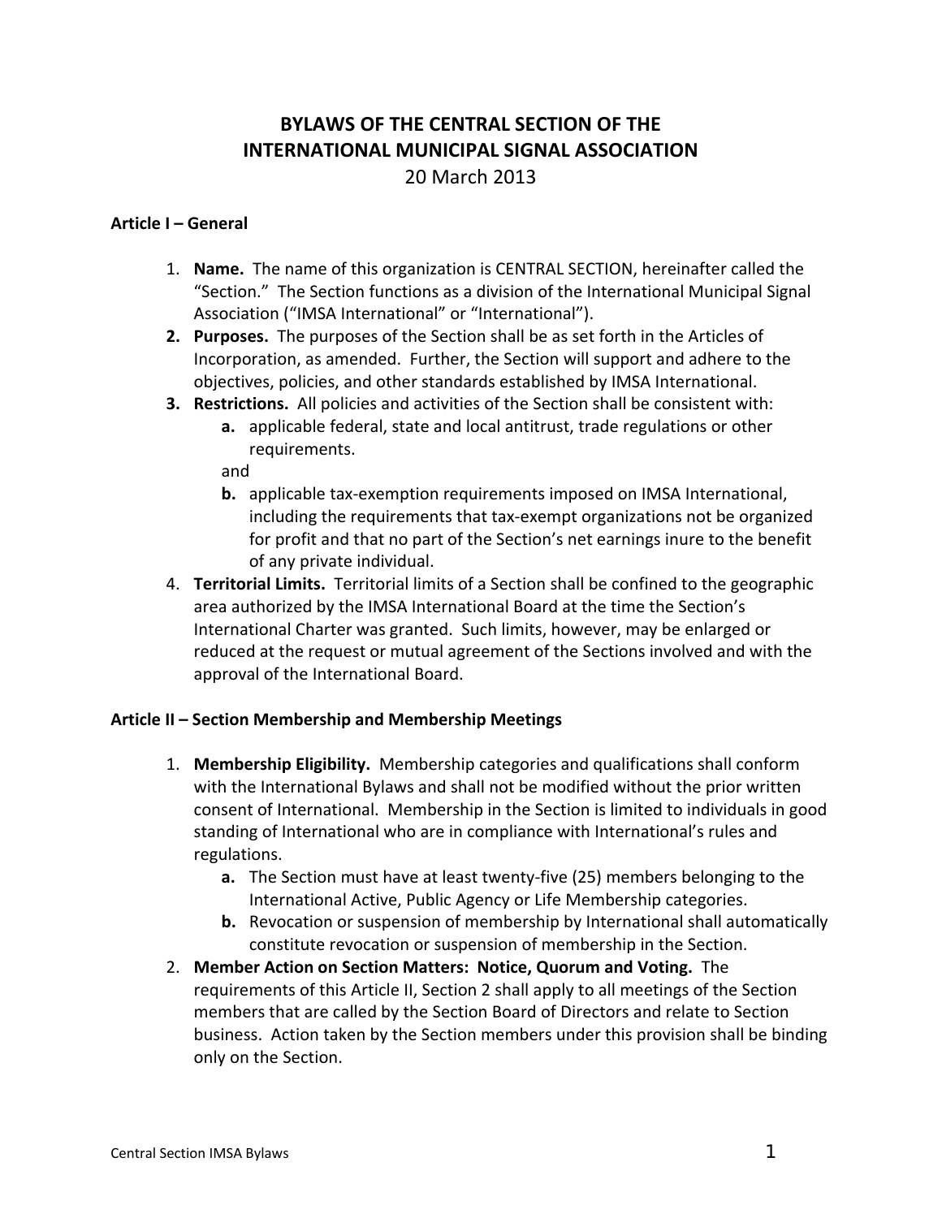# BYLAWS OF THE CENTRAL SECTION OF THE INTERNATIONAL MUNICIPAL SIGNAL ASSOCIATION

20 March 2013

**Article I – General**

1. **Name.** The name of this organization is CENTRAL SECTION, hereinafter called the "Section." The Section functions as a division of the International Municipal Signal Association ("IMSA International" or "International").
2. **Purposes.** The purposes of the Section shall be as set forth in the Articles of Incorporation, as amended. Further, the Section will support and adhere to the objectives, policies, and other standards established by IMSA International.
3. **Restrictions.** All policies and activities of the Section shall be consistent with:
   - **a.** applicable federal, state and local antitrust, trade regulations or other requirements.

   and

   - **b.** applicable tax-exemption requirements imposed on IMSA International, including the requirements that tax-exempt organizations not be organized for profit and that no part of the Section's net earnings inure to the benefit of any private individual.
4. **Territorial Limits.** Territorial limits of a Section shall be confined to the geographic area authorized by the IMSA International Board at the time the Section's International Charter was granted. Such limits, however, may be enlarged or reduced at the request or mutual agreement of the Sections involved and with the approval of the International Board.

**Article II – Section Membership and Membership Meetings**

1. **Membership Eligibility.** Membership categories and qualifications shall conform with the International Bylaws and shall not be modified without the prior written consent of International. Membership in the Section is limited to individuals in good standing of International who are in compliance with International's rules and regulations.
   - **a.** The Section must have at least twenty-five (25) members belonging to the International Active, Public Agency or Life Membership categories.
   - **b.** Revocation or suspension of membership by International shall automatically constitute revocation or suspension of membership in the Section.
2. **Member Action on Section Matters: Notice, Quorum and Voting.** The requirements of this Article II, Section 2 shall apply to all meetings of the Section members that are called by the Section Board of Directors and relate to Section business. Action taken by the Section members under this provision shall be binding only on the Section.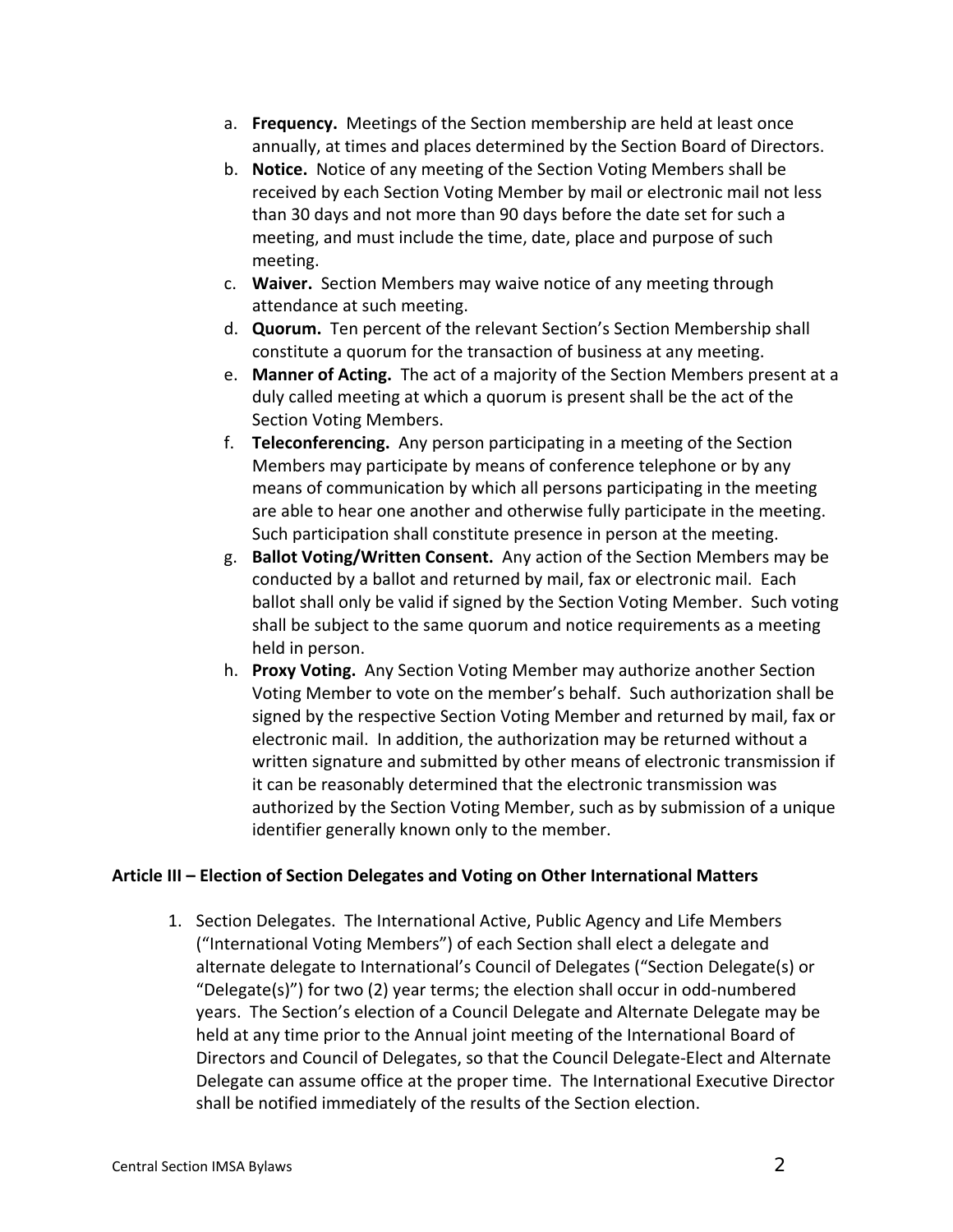a. **Frequency.** Meetings of the Section membership are held at least once annually, at times and places determined by the Section Board of Directors.
b. **Notice.** Notice of any meeting of the Section Voting Members shall be received by each Section Voting Member by mail or electronic mail not less than 30 days and not more than 90 days before the date set for such a meeting, and must include the time, date, place and purpose of such meeting.
c. **Waiver.** Section Members may waive notice of any meeting through attendance at such meeting.
d. **Quorum.** Ten percent of the relevant Section's Section Membership shall constitute a quorum for the transaction of business at any meeting.
e. **Manner of Acting.** The act of a majority of the Section Members present at a duly called meeting at which a quorum is present shall be the act of the Section Voting Members.
f. **Teleconferencing.** Any person participating in a meeting of the Section Members may participate by means of conference telephone or by any means of communication by which all persons participating in the meeting are able to hear one another and otherwise fully participate in the meeting. Such participation shall constitute presence in person at the meeting.
g. **Ballot Voting/Written Consent.** Any action of the Section Members may be conducted by a ballot and returned by mail, fax or electronic mail. Each ballot shall only be valid if signed by the Section Voting Member. Such voting shall be subject to the same quorum and notice requirements as a meeting held in person.
h. **Proxy Voting.** Any Section Voting Member may authorize another Section Voting Member to vote on the member's behalf. Such authorization shall be signed by the respective Section Voting Member and returned by mail, fax or electronic mail. In addition, the authorization may be returned without a written signature and submitted by other means of electronic transmission if it can be reasonably determined that the electronic transmission was authorized by the Section Voting Member, such as by submission of a unique identifier generally known only to the member.

**Article III – Election of Section Delegates and Voting on Other International Matters**

1. Section Delegates. The International Active, Public Agency and Life Members ("International Voting Members") of each Section shall elect a delegate and alternate delegate to International's Council of Delegates ("Section Delegate(s) or "Delegate(s)") for two (2) year terms; the election shall occur in odd-numbered years. The Section's election of a Council Delegate and Alternate Delegate may be held at any time prior to the Annual joint meeting of the International Board of Directors and Council of Delegates, so that the Council Delegate-Elect and Alternate Delegate can assume office at the proper time. The International Executive Director shall be notified immediately of the results of the Section election.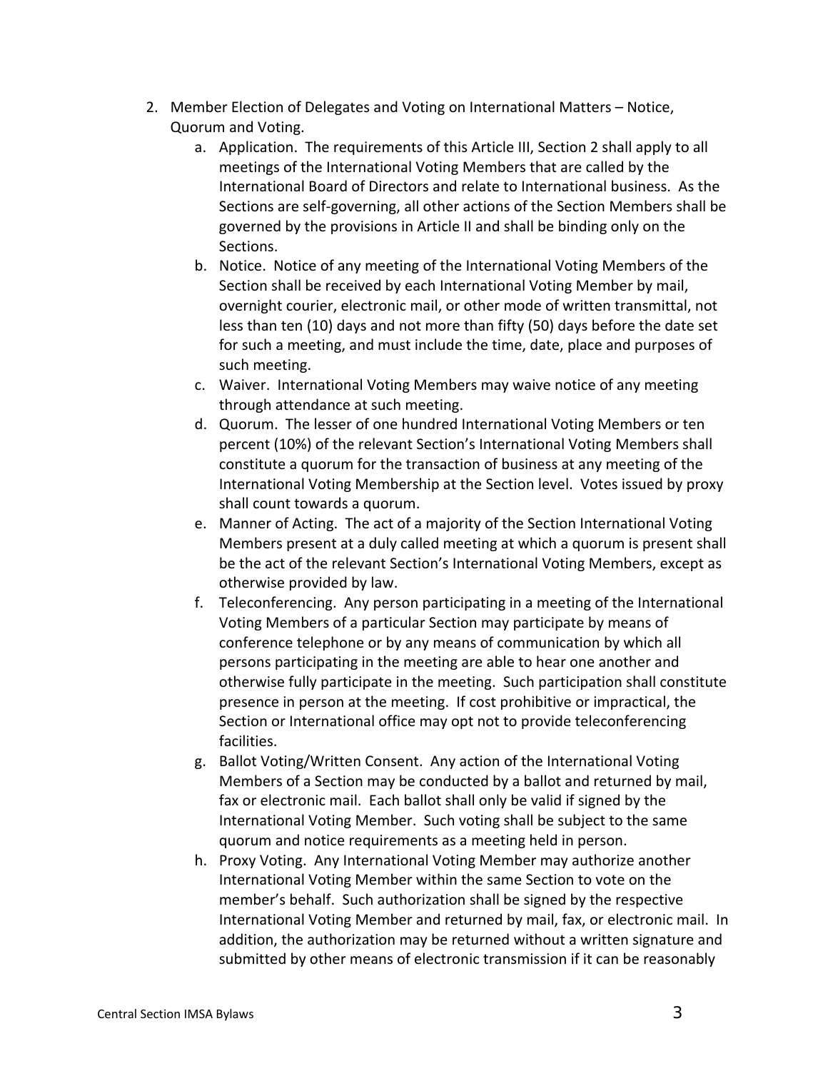2. Member Election of Delegates and Voting on International Matters – Notice, Quorum and Voting.
    a. Application. The requirements of this Article III, Section 2 shall apply to all meetings of the International Voting Members that are called by the International Board of Directors and relate to International business. As the Sections are self-governing, all other actions of the Section Members shall be governed by the provisions in Article II and shall be binding only on the Sections.
    b. Notice. Notice of any meeting of the International Voting Members of the Section shall be received by each International Voting Member by mail, overnight courier, electronic mail, or other mode of written transmittal, not less than ten (10) days and not more than fifty (50) days before the date set for such a meeting, and must include the time, date, place and purposes of such meeting.
    c. Waiver. International Voting Members may waive notice of any meeting through attendance at such meeting.
    d. Quorum. The lesser of one hundred International Voting Members or ten percent (10%) of the relevant Section's International Voting Members shall constitute a quorum for the transaction of business at any meeting of the International Voting Membership at the Section level. Votes issued by proxy shall count towards a quorum.
    e. Manner of Acting. The act of a majority of the Section International Voting Members present at a duly called meeting at which a quorum is present shall be the act of the relevant Section's International Voting Members, except as otherwise provided by law.
    f. Teleconferencing. Any person participating in a meeting of the International Voting Members of a particular Section may participate by means of conference telephone or by any means of communication by which all persons participating in the meeting are able to hear one another and otherwise fully participate in the meeting. Such participation shall constitute presence in person at the meeting. If cost prohibitive or impractical, the Section or International office may opt not to provide teleconferencing facilities.
    g. Ballot Voting/Written Consent. Any action of the International Voting Members of a Section may be conducted by a ballot and returned by mail, fax or electronic mail. Each ballot shall only be valid if signed by the International Voting Member. Such voting shall be subject to the same quorum and notice requirements as a meeting held in person.
    h. Proxy Voting. Any International Voting Member may authorize another International Voting Member within the same Section to vote on the member's behalf. Such authorization shall be signed by the respective International Voting Member and returned by mail, fax, or electronic mail. In addition, the authorization may be returned without a written signature and submitted by other means of electronic transmission if it can be reasonably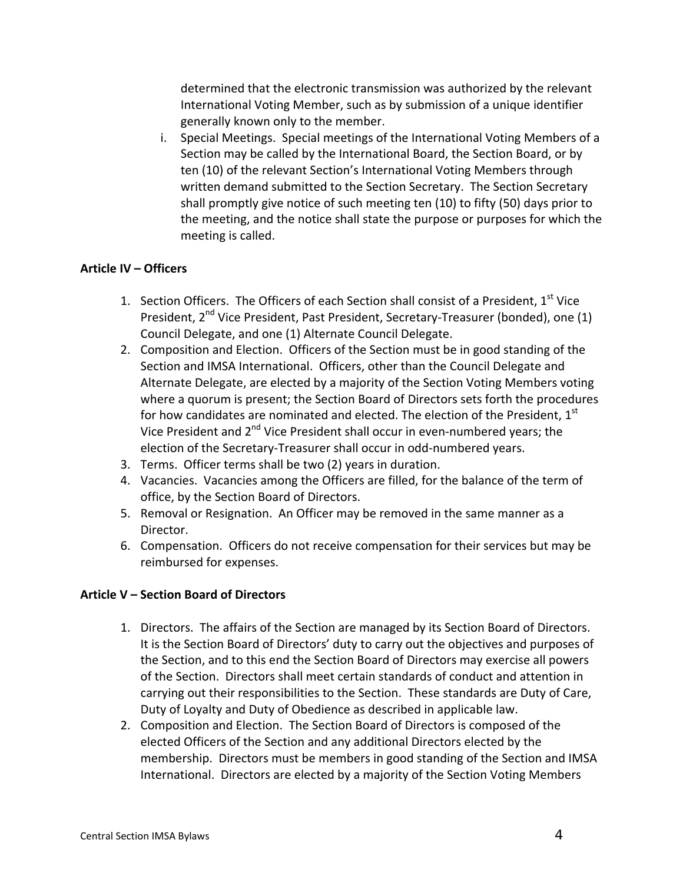determined that the electronic transmission was authorized by the relevant International Voting Member, such as by submission of a unique identifier generally known only to the member.

i. Special Meetings. Special meetings of the International Voting Members of a Section may be called by the International Board, the Section Board, or by ten (10) of the relevant Section's International Voting Members through written demand submitted to the Section Secretary. The Section Secretary shall promptly give notice of such meeting ten (10) to fifty (50) days prior to the meeting, and the notice shall state the purpose or purposes for which the meeting is called.

**Article IV – Officers**

1. Section Officers. The Officers of each Section shall consist of a President, 1st Vice President, 2nd Vice President, Past President, Secretary-Treasurer (bonded), one (1) Council Delegate, and one (1) Alternate Council Delegate.
2. Composition and Election. Officers of the Section must be in good standing of the Section and IMSA International. Officers, other than the Council Delegate and Alternate Delegate, are elected by a majority of the Section Voting Members voting where a quorum is present; the Section Board of Directors sets forth the procedures for how candidates are nominated and elected. The election of the President, 1st Vice President and 2nd Vice President shall occur in even-numbered years; the election of the Secretary-Treasurer shall occur in odd-numbered years.
3. Terms. Officer terms shall be two (2) years in duration.
4. Vacancies. Vacancies among the Officers are filled, for the balance of the term of office, by the Section Board of Directors.
5. Removal or Resignation. An Officer may be removed in the same manner as a Director.
6. Compensation. Officers do not receive compensation for their services but may be reimbursed for expenses.

**Article V – Section Board of Directors**

1. Directors. The affairs of the Section are managed by its Section Board of Directors. It is the Section Board of Directors' duty to carry out the objectives and purposes of the Section, and to this end the Section Board of Directors may exercise all powers of the Section. Directors shall meet certain standards of conduct and attention in carrying out their responsibilities to the Section. These standards are Duty of Care, Duty of Loyalty and Duty of Obedience as described in applicable law.
2. Composition and Election. The Section Board of Directors is composed of the elected Officers of the Section and any additional Directors elected by the membership. Directors must be members in good standing of the Section and IMSA International. Directors are elected by a majority of the Section Voting Members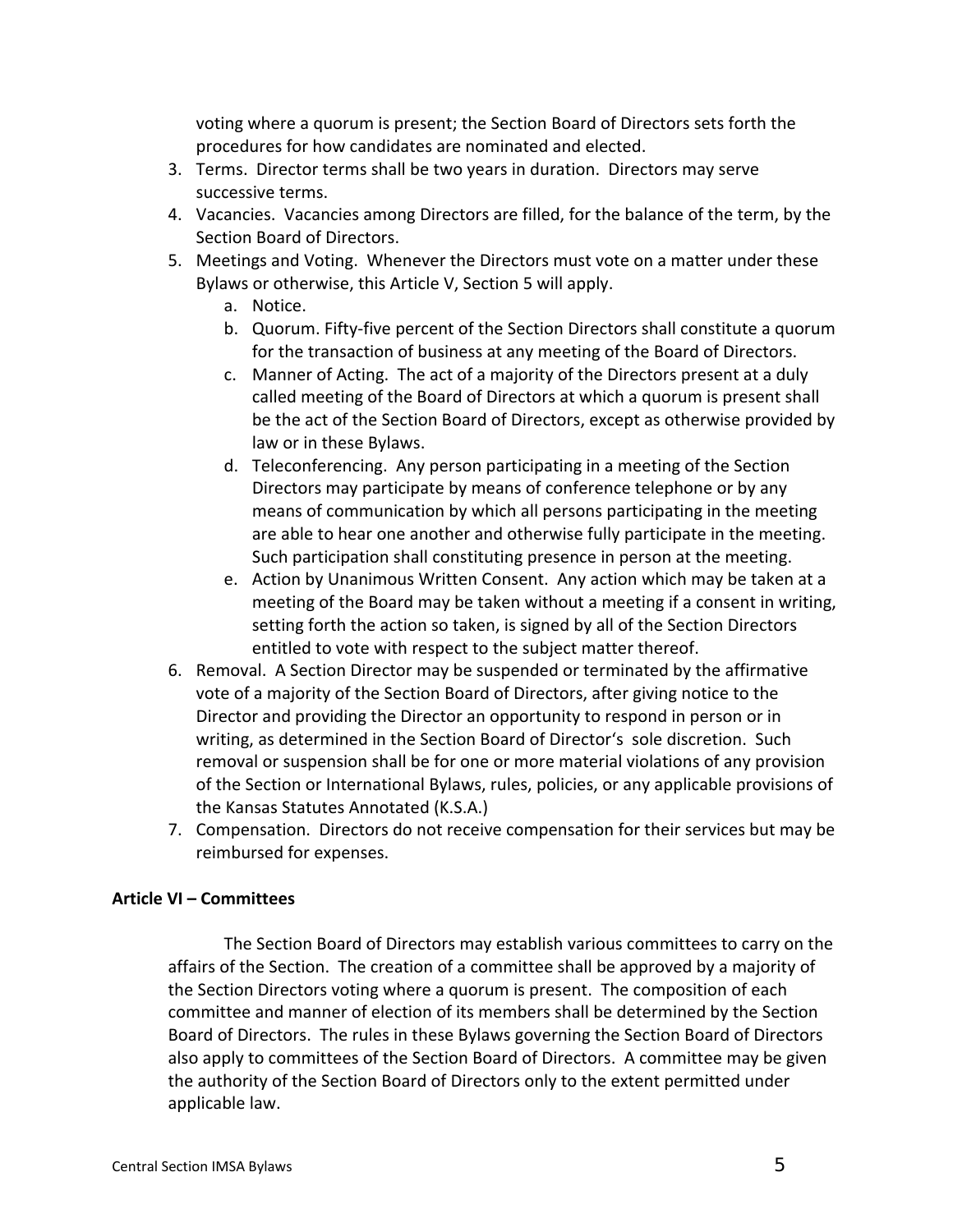voting where a quorum is present; the Section Board of Directors sets forth the procedures for how candidates are nominated and elected.

3. Terms. Director terms shall be two years in duration. Directors may serve successive terms.
4. Vacancies. Vacancies among Directors are filled, for the balance of the term, by the Section Board of Directors.
5. Meetings and Voting. Whenever the Directors must vote on a matter under these Bylaws or otherwise, this Article V, Section 5 will apply.
   a. Notice.
   b. Quorum. Fifty-five percent of the Section Directors shall constitute a quorum for the transaction of business at any meeting of the Board of Directors.
   c. Manner of Acting. The act of a majority of the Directors present at a duly called meeting of the Board of Directors at which a quorum is present shall be the act of the Section Board of Directors, except as otherwise provided by law or in these Bylaws.
   d. Teleconferencing. Any person participating in a meeting of the Section Directors may participate by means of conference telephone or by any means of communication by which all persons participating in the meeting are able to hear one another and otherwise fully participate in the meeting. Such participation shall constituting presence in person at the meeting.
   e. Action by Unanimous Written Consent. Any action which may be taken at a meeting of the Board may be taken without a meeting if a consent in writing, setting forth the action so taken, is signed by all of the Section Directors entitled to vote with respect to the subject matter thereof.
6. Removal. A Section Director may be suspended or terminated by the affirmative vote of a majority of the Section Board of Directors, after giving notice to the Director and providing the Director an opportunity to respond in person or in writing, as determined in the Section Board of Director's sole discretion. Such removal or suspension shall be for one or more material violations of any provision of the Section or International Bylaws, rules, policies, or any applicable provisions of the Kansas Statutes Annotated (K.S.A.)
7. Compensation. Directors do not receive compensation for their services but may be reimbursed for expenses.

**Article VI – Committees**

The Section Board of Directors may establish various committees to carry on the affairs of the Section. The creation of a committee shall be approved by a majority of the Section Directors voting where a quorum is present. The composition of each committee and manner of election of its members shall be determined by the Section Board of Directors. The rules in these Bylaws governing the Section Board of Directors also apply to committees of the Section Board of Directors. A committee may be given the authority of the Section Board of Directors only to the extent permitted under applicable law.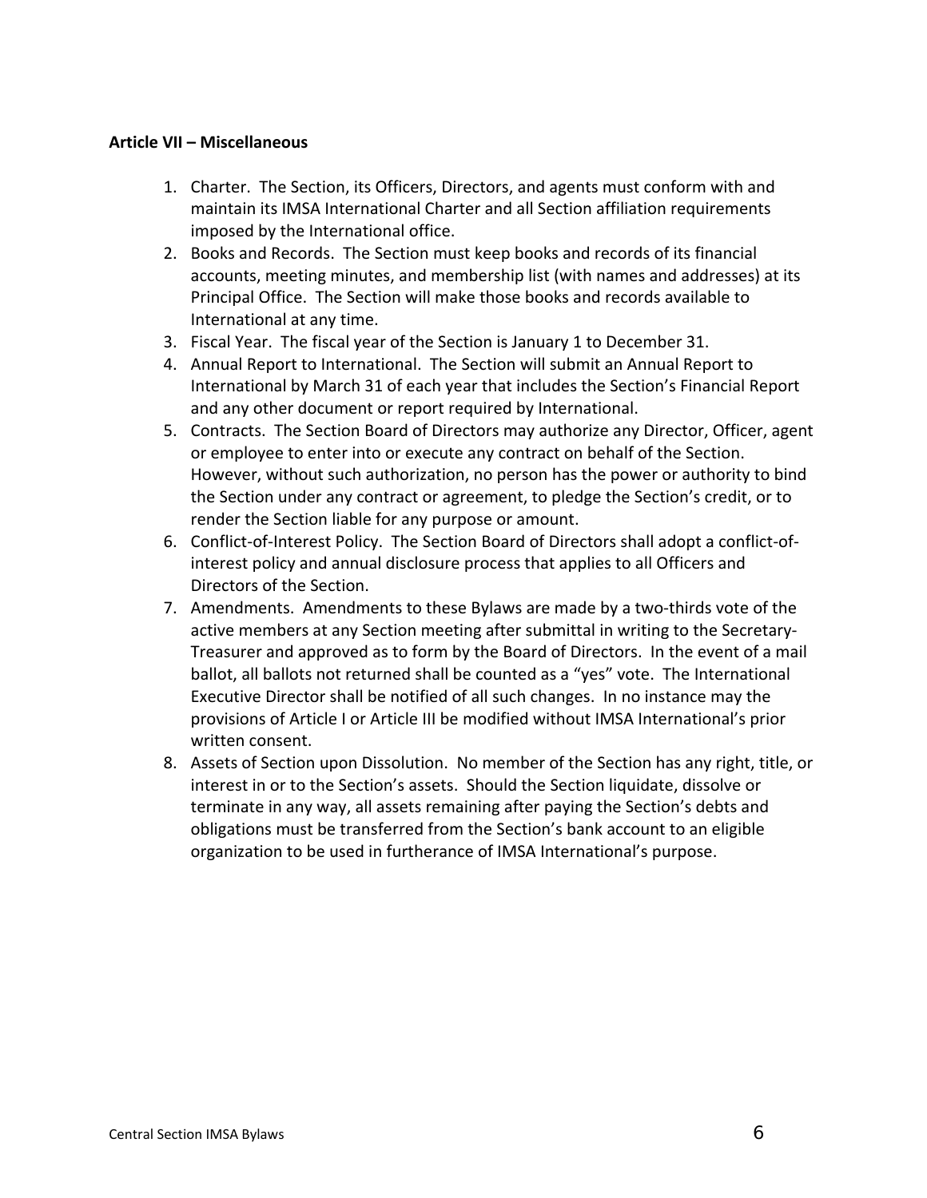**Article VII – Miscellaneous**

1. Charter. The Section, its Officers, Directors, and agents must conform with and maintain its IMSA International Charter and all Section affiliation requirements imposed by the International office.
2. Books and Records. The Section must keep books and records of its financial accounts, meeting minutes, and membership list (with names and addresses) at its Principal Office. The Section will make those books and records available to International at any time.
3. Fiscal Year. The fiscal year of the Section is January 1 to December 31.
4. Annual Report to International. The Section will submit an Annual Report to International by March 31 of each year that includes the Section's Financial Report and any other document or report required by International.
5. Contracts. The Section Board of Directors may authorize any Director, Officer, agent or employee to enter into or execute any contract on behalf of the Section. However, without such authorization, no person has the power or authority to bind the Section under any contract or agreement, to pledge the Section's credit, or to render the Section liable for any purpose or amount.
6. Conflict-of-Interest Policy. The Section Board of Directors shall adopt a conflict-of-interest policy and annual disclosure process that applies to all Officers and Directors of the Section.
7. Amendments. Amendments to these Bylaws are made by a two-thirds vote of the active members at any Section meeting after submittal in writing to the Secretary-Treasurer and approved as to form by the Board of Directors. In the event of a mail ballot, all ballots not returned shall be counted as a "yes" vote. The International Executive Director shall be notified of all such changes. In no instance may the provisions of Article I or Article III be modified without IMSA International's prior written consent.
8. Assets of Section upon Dissolution. No member of the Section has any right, title, or interest in or to the Section's assets. Should the Section liquidate, dissolve or terminate in any way, all assets remaining after paying the Section's debts and obligations must be transferred from the Section's bank account to an eligible organization to be used in furtherance of IMSA International's purpose.